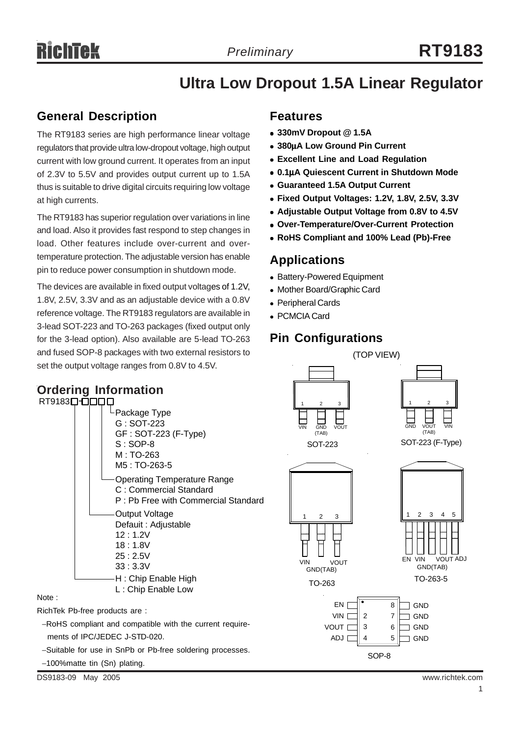# RT9183

*Preliminary*

## Ultra Low Dropout 1.5A Linear Regulator

## General Description

The RT9183 series are high performance linear voltage regulators that provide ultra low-dropout voltage, high output current with low ground current. It operates from an input of 2.3V to 5.5V and provides output current up to 1.5A thus is suitable to drive digital circuits requiring low voltage at high currents.

The RT9183 has superior regulation over variations in line and load. Also it provides fast respond to step changes in load. Other features include over-current and over-temperature protection. The adjustable version has enable pin to reduce power consumption in shutdown mode.

The devices are available in fixed output voltages of 1.2V, 1.8V, 2.5V, 3.3V and as an adjustable device with a 0.8V reference voltage. The RT9183 regulators are available in 3-lead SOT-223 and TO-263 packages (fixed output only for the 3-lead option). Also available are 5-lead TO-263 and fused SOP-8 packages with two external resistors to set the output voltage ranges from 0.8V to 4.5V.

## Ordering Information

RT9183□-□□□□

- Package Type
  - G : SOT-223
  - GF : SOT-223 (F-Type)
  - S : SOP-8
  - M : TO-263
  - M5 : TO-263-5
- Operating Temperature Range
  - C : Commercial Standard
  - P : Pb Free with Commercial Standard
- Output Voltage
  - Defauit : Adjustable
  - 12 : 1.2V
  - 18 : 1.8V
  - 25 : 2.5V
  - 33 : 3.3V
- H : Chip Enable High
- L : Chip Enable Low

Note :

RichTek Pb-free products are :

- RoHS compliant and compatible with the current requirements of IPC/JEDEC J-STD-020.
- Suitable for use in SnPb or Pb-free soldering processes.
- 100%matte tin (Sn) plating.

## Features

- **330mV Dropout @ 1.5A**
- **380μA Low Ground Pin Current**
- **Excellent Line and Load Regulation**
- **0.1μA Quiescent Current in Shutdown Mode**
- **Guaranteed 1.5A Output Current**
- **Fixed Output Voltages: 1.2V, 1.8V, 2.5V, 3.3V**
- **Adjustable Output Voltage from 0.8V to 4.5V**
- **Over-Temperature/Over-Current Protection**
- **RoHS Compliant and 100% Lead (Pb)-Free**

## Applications

- Battery-Powered Equipment
- Mother Board/Graphic Card
- Peripheral Cards
- PCMCIA Card

## Pin Configurations

(TOP VIEW)

SOT-223: 1 VIN, 2 GND (TAB), 3 VOUT

SOT-223 (F-Type): 1 GND, 2 VOUT (TAB), 3 VIN

TO-263: 1 VIN, 2 GND(TAB), 3 VOUT

TO-263-5: 1 EN, 2 VIN, 3 GND(TAB), 4 VOUT, 5 ADJ

SOP-8: 1 EN, 2 VIN, 3 VOUT, 4 ADJ, 5 GND, 6 GND, 7 GND, 8 GND

DS9183-09 May 2005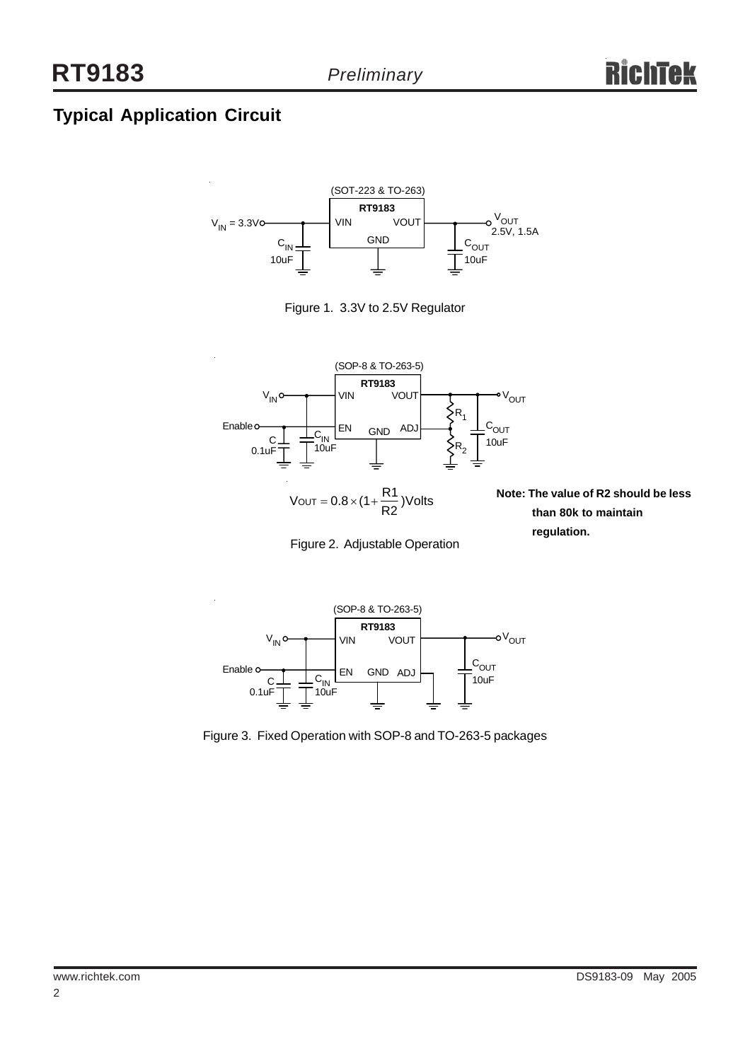## Typical Application Circuit

(SOT-223 & TO-263)

RT9183

$V_{IN}$ = 3.3V VIN VOUT $V_{OUT}$ 2.5V, 1.5A

GND

$C_{IN}$ 10uF $C_{OUT}$ 10uF

Figure 1. 3.3V to 2.5V Regulator

(SOP-8 & TO-263-5)

RT9183

$V_{IN}$ VIN VOUT $V_{OUT}$

$R_1$

Enable EN GND ADJ $C_{OUT}$ 10uF

C 0.1uF $C_{IN}$ 10uF $R_2$

$$V_{OUT} = 0.8 \times (1 + \frac{R1}{R2})\text{Volts}$$

**Note: The value of R2 should be less than 80k to maintain regulation.**

Figure 2. Adjustable Operation

(SOP-8 & TO-263-5)

RT9183

$V_{IN}$ VIN VOUT $V_{OUT}$

$C_{OUT}$ 10uF

Enable EN GND ADJ

C 0.1uF $C_{IN}$ 10uF

Figure 3. Fixed Operation with SOP-8 and TO-263-5 packages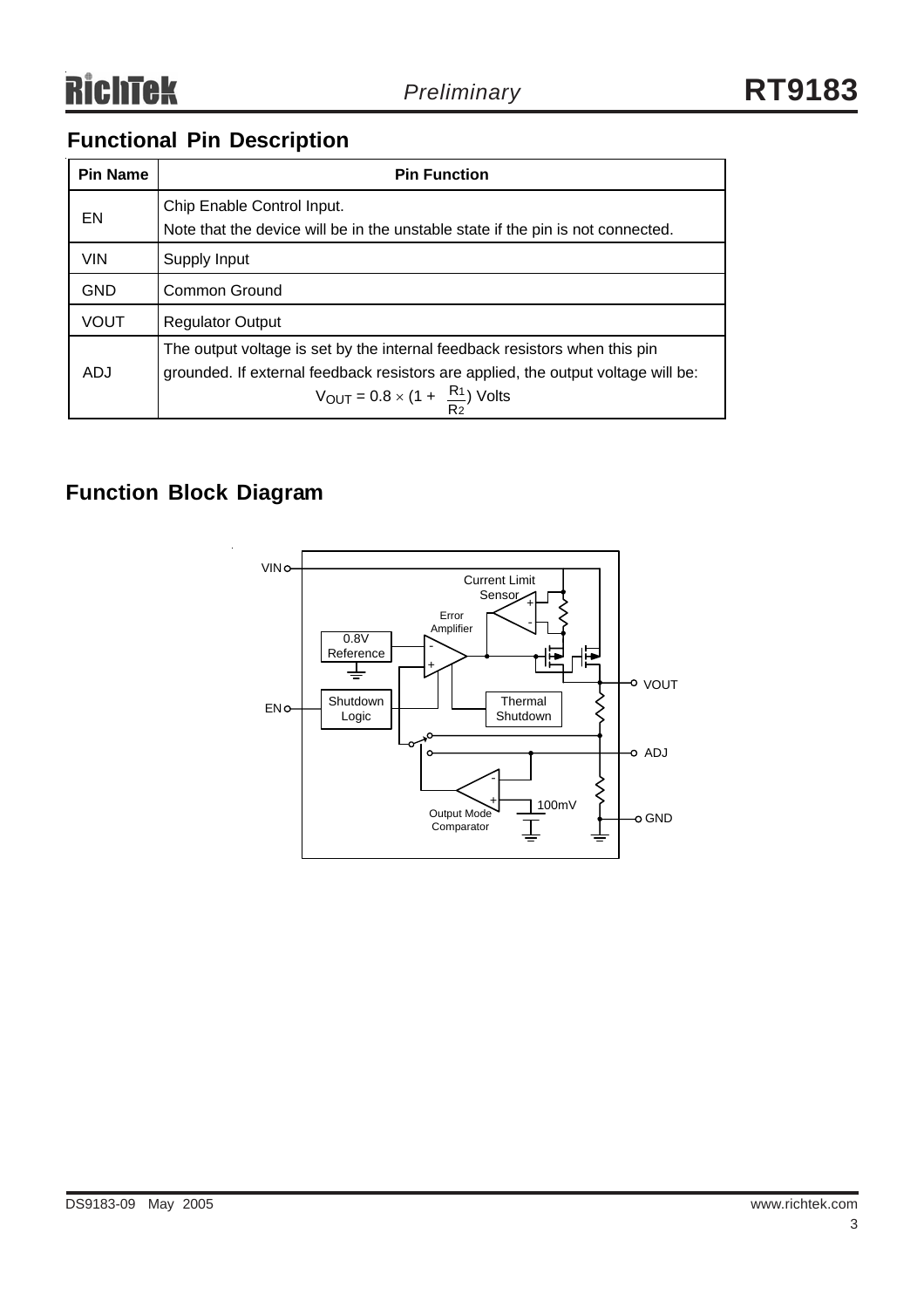## Functional Pin Description

| Pin Name | Pin Function |
|---|---|
| EN | Chip Enable Control Input.<br>Note that the device will be in the unstable state if the pin is not connected. |
| VIN | Supply Input |
| GND | Common Ground |
| VOUT | Regulator Output |
| ADJ | The output voltage is set by the internal feedback resistors when this pin grounded. If external feedback resistors are applied, the output voltage will be: $V_{OUT} = 0.8 \times (1 + \frac{R_1}{R_2})$ Volts |

## Function Block Diagram

VIN, Current Limit Sensor, Error Amplifier, 0.8V Reference, VOUT, EN, Shutdown Logic, Thermal Shutdown, ADJ, Output Mode Comparator, 100mV, GND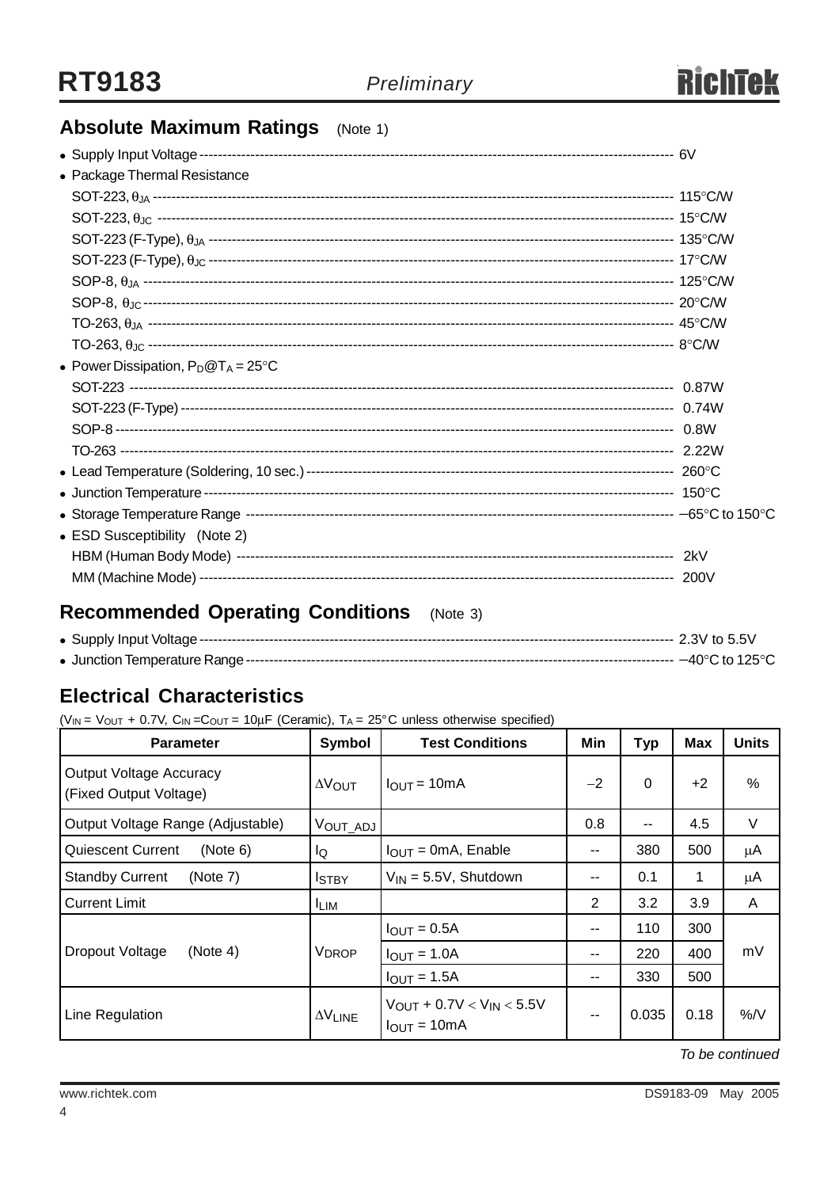## Absolute Maximum Ratings (Note 1)

- Supply Input Voltage ---------- 6V
- Package Thermal Resistance
  - SOT-223, $\theta_{JA}$ ---------- 115°C/W
  - SOT-223, $\theta_{JC}$ ---------- 15°C/W
  - SOT-223 (F-Type), $\theta_{JA}$ ---------- 135°C/W
  - SOT-223 (F-Type), $\theta_{JC}$ ---------- 17°C/W
  - SOP-8, $\theta_{JA}$ ---------- 125°C/W
  - SOP-8, $\theta_{JC}$ ---------- 20°C/W
  - TO-263, $\theta_{JA}$ ---------- 45°C/W
  - TO-263, $\theta_{JC}$ ---------- 8°C/W
- Power Dissipation, $P_D@T_A = 25°C$
  - SOT-223 ---------- 0.87W
  - SOT-223 (F-Type) ---------- 0.74W
  - SOP-8 ---------- 0.8W
  - TO-263 ---------- 2.22W
- Lead Temperature (Soldering, 10 sec.) ---------- 260°C
- Junction Temperature ---------- 150°C
- Storage Temperature Range ---------- −65°C to 150°C
- ESD Susceptibility (Note 2)
  - HBM (Human Body Mode) ---------- 2kV
  - MM (Machine Mode) ---------- 200V

## Recommended Operating Conditions (Note 3)

- Supply Input Voltage ---------- 2.3V to 5.5V
- Junction Temperature Range ---------- −40°C to 125°C

## Electrical Characteristics

($V_{IN} = V_{OUT} + 0.7V$, $C_{IN} = C_{OUT} = 10\mu F$ (Ceramic), $T_A = 25°C$ unless otherwise specified)

| Parameter | Symbol | Test Conditions | Min | Typ | Max | Units |
|---|---|---|---|---|---|---|
| Output Voltage Accuracy (Fixed Output Voltage) | $\Delta V_{OUT}$ | $I_{OUT} = 10mA$ | −2 | 0 | +2 | % |
| Output Voltage Range (Adjustable) | $V_{OUT\_ADJ}$ | | 0.8 | -- | 4.5 | V |
| Quiescent Current (Note 6) | $I_Q$ | $I_{OUT} = 0mA$, Enable | -- | 380 | 500 | μA |
| Standby Current (Note 7) | $I_{STBY}$ | $V_{IN} = 5.5V$, Shutdown | -- | 0.1 | 1 | μA |
| Current Limit | $I_{LIM}$ | | 2 | 3.2 | 3.9 | A |
| Dropout Voltage (Note 4) | $V_{DROP}$ | $I_{OUT} = 0.5A$ | -- | 110 | 300 | mV |
| | | $I_{OUT} = 1.0A$ | -- | 220 | 400 | |
| | | $I_{OUT} = 1.5A$ | -- | 330 | 500 | |
| Line Regulation | $\Delta V_{LINE}$ | $V_{OUT} + 0.7V < V_{IN} < 5.5V$, $I_{OUT} = 10mA$ | -- | 0.035 | 0.18 | %/V |

*To be continued*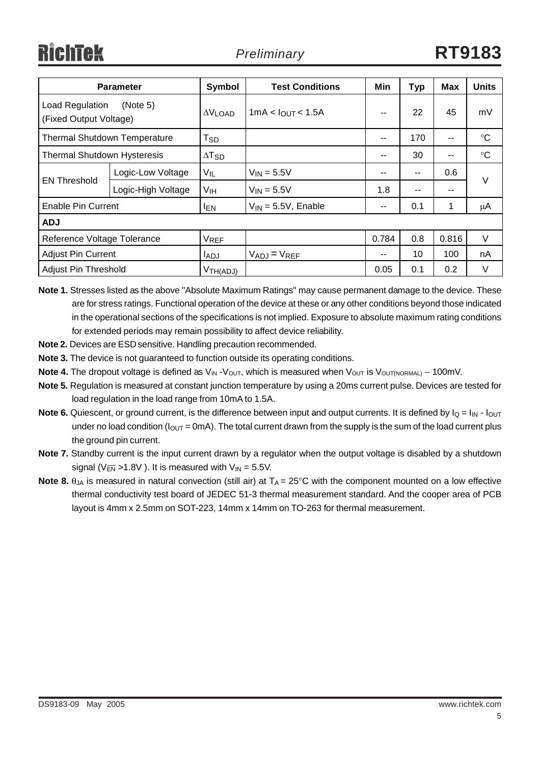| Parameter | | Symbol | Test Conditions | Min | Typ | Max | Units |
|---|---|---|---|---|---|---|---|
| Load Regulation (Note 5) (Fixed Output Voltage) | | $\Delta V_{LOAD}$ | $1mA < I_{OUT} < 1.5A$ | -- | 22 | 45 | mV |
| Thermal Shutdown Temperature | | $T_{SD}$ | | -- | 170 | -- | °C |
| Thermal Shutdown Hysteresis | | $\Delta T_{SD}$ | | -- | 30 | -- | °C |
| EN Threshold | Logic-Low Voltage | $V_{IL}$ | $V_{IN}$ = 5.5V | -- | -- | 0.6 | V |
| | Logic-High Voltage | $V_{IH}$ | $V_{IN}$ = 5.5V | 1.8 | -- | -- | |
| Enable Pin Current | | $I_{EN}$ | $V_{IN}$ = 5.5V, Enable | -- | 0.1 | 1 | μA |
| **ADJ** | | | | | | | |
| Reference Voltage Tolerance | | $V_{REF}$ | | 0.784 | 0.8 | 0.816 | V |
| Adjust Pin Current | | $I_{ADJ}$ | $V_{ADJ} = V_{REF}$ | -- | 10 | 100 | nA |
| Adjust Pin Threshold | | $V_{TH(ADJ)}$ | | 0.05 | 0.1 | 0.2 | V |

**Note 1.** Stresses listed as the above "Absolute Maximum Ratings" may cause permanent damage to the device. These are for stress ratings. Functional operation of the device at these or any other conditions beyond those indicated in the operational sections of the specifications is not implied. Exposure to absolute maximum rating conditions for extended periods may remain possibility to affect device reliability.

**Note 2.** Devices are ESD sensitive. Handling precaution recommended.

**Note 3.** The device is not guaranteed to function outside its operating conditions.

**Note 4.** The dropout voltage is defined as $V_{IN}$ -$V_{OUT}$, which is measured when $V_{OUT}$ is $V_{OUT(NORMAL)}$ − 100mV.

**Note 5.** Regulation is measured at constant junction temperature by using a 20ms current pulse. Devices are tested for load regulation in the load range from 10mA to 1.5A.

**Note 6.** Quiescent, or ground current, is the difference between input and output currents. It is defined by $I_Q = I_{IN} - I_{OUT}$ under no load condition ($I_{OUT}$ = 0mA). The total current drawn from the supply is the sum of the load current plus the ground pin current.

**Note 7.** Standby current is the input current drawn by a regulator when the output voltage is disabled by a shutdown signal ($V_{\overline{EN}}$ >1.8V ). It is measured with $V_{IN}$ = 5.5V.

**Note 8.** $\theta_{JA}$ is measured in natural convection (still air) at $T_A$ = 25°C with the component mounted on a low effective thermal conductivity test board of JEDEC 51-3 thermal measurement standard. And the cooper area of PCB layout is 4mm x 2.5mm on SOT-223, 14mm x 14mm on TO-263 for thermal measurement.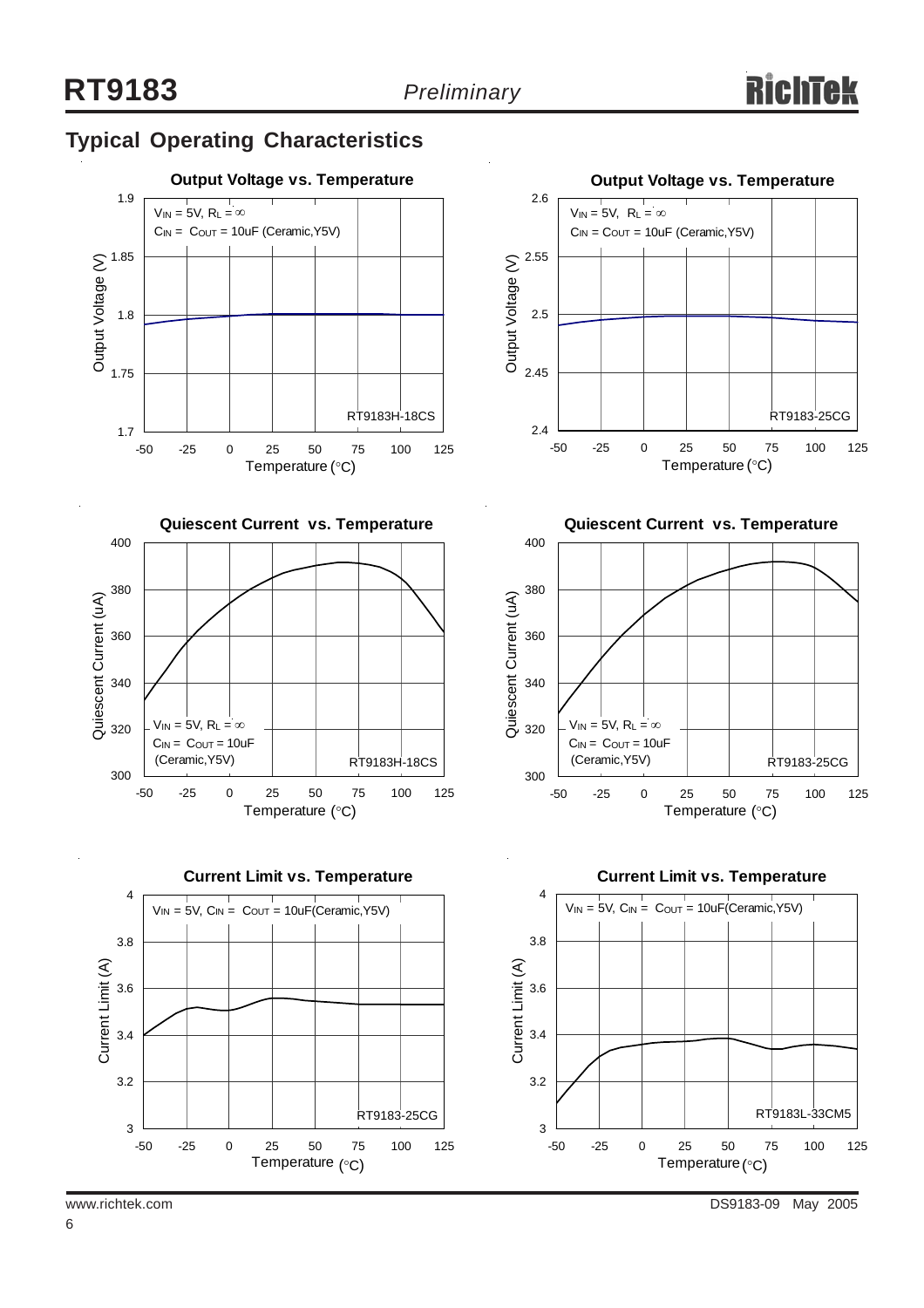## Typical Operating Characteristics

**Output Voltage vs. Temperature**

$V_{IN}$ = 5V, $R_L$ = ∞
$C_{IN}$ = $C_{OUT}$ = 10uF (Ceramic,Y5V)

Output Voltage (V)

RT9183H-18CS

Temperature (°C)

**Output Voltage vs. Temperature**

$V_{IN}$ = 5V, $R_L$ = ∞
$C_{IN}$ = $C_{OUT}$ = 10uF (Ceramic,Y5V)

Output Voltage (V)

RT9183-25CG

Temperature (°C)

**Quiescent Current vs. Temperature**

$V_{IN}$ = 5V, $R_L$ = ∞
$C_{IN}$ = $C_{OUT}$ = 10uF
(Ceramic,Y5V)

Quiescent Current (uA)

RT9183H-18CS

Temperature (°C)

**Quiescent Current vs. Temperature**

$V_{IN}$ = 5V, $R_L$ = ∞
$C_{IN}$ = $C_{OUT}$ = 10uF
(Ceramic,Y5V)

Quiescent Current (uA)

RT9183-25CG

Temperature (°C)

**Current Limit vs. Temperature**

$V_{IN}$ = 5V, $C_{IN}$ = $C_{OUT}$ = 10uF(Ceramic,Y5V)

Current Limit (A)

RT9183-25CG

Temperature (°C)

**Current Limit vs. Temperature**

$V_{IN}$ = 5V, $C_{IN}$ = $C_{OUT}$ = 10uF(Ceramic,Y5V)

Current Limit (A)

RT9183L-33CM5

Temperature (°C)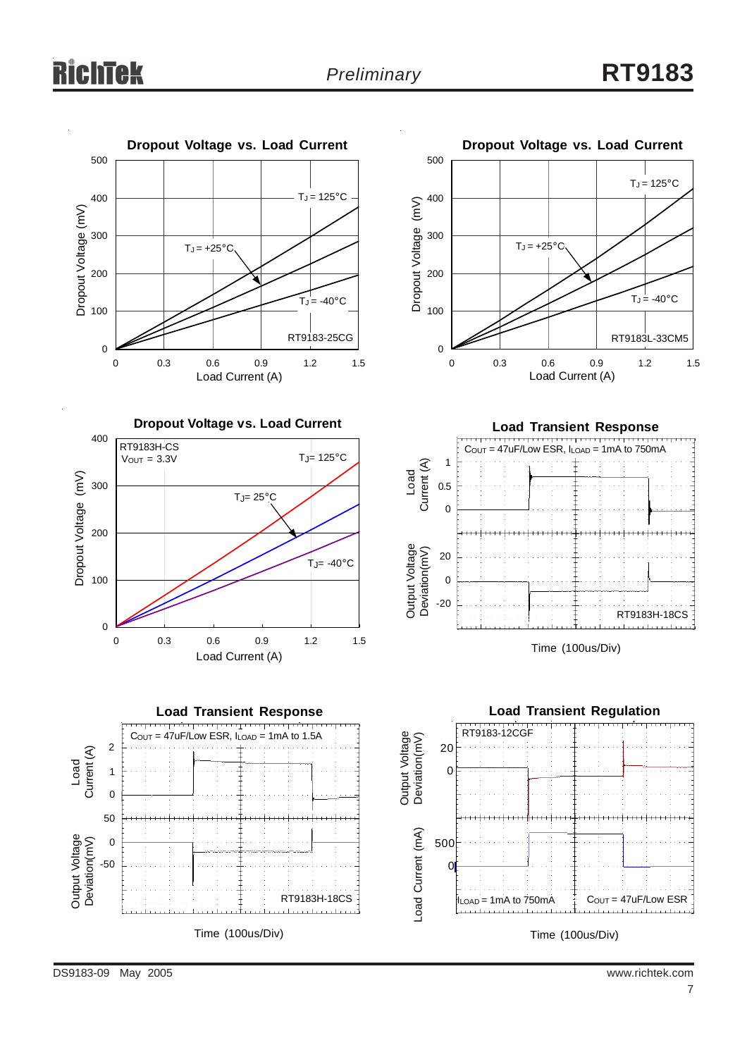**Dropout Voltage vs. Load Current**

Dropout Voltage (mV) vs. Load Current (A)

$T_J$ = +125°C, $T_J$ = +25°C, $T_J$ = -40°C

RT9183-25CG

**Dropout Voltage vs. Load Current**

Dropout Voltage (mV) vs. Load Current (A)

$T_J$ = +125°C, $T_J$ = +25°C, $T_J$ = -40°C

RT9183L-33CM5

**Dropout Voltage vs. Load Current**

RT9183H-CS, $V_{OUT}$ = 3.3V

Dropout Voltage (mV) vs. Load Current (A)

$T_J$= 125°C, $T_J$= 25°C, $T_J$= -40°C

**Load Transient Response**

$C_{OUT}$ = 47uF/Low ESR, $I_{LOAD}$ = 1mA to 750mA

Load Current (A); Output Voltage Deviation(mV)

RT9183H-18CS

Time (100us/Div)

**Load Transient Response**

$C_{OUT}$ = 47uF/Low ESR, $I_{LOAD}$ = 1mA to 1.5A

Load Current (A); Output Voltage Deviation(mV)

RT9183H-18CS

Time (100us/Div)

**Load Transient Regulation**

RT9183-12CGF

Output Voltage Deviation(mV); Load Current (mA)

$I_{LOAD}$ = 1mA to 750mA, $C_{OUT}$ = 47uF/Low ESR

Time (100us/Div)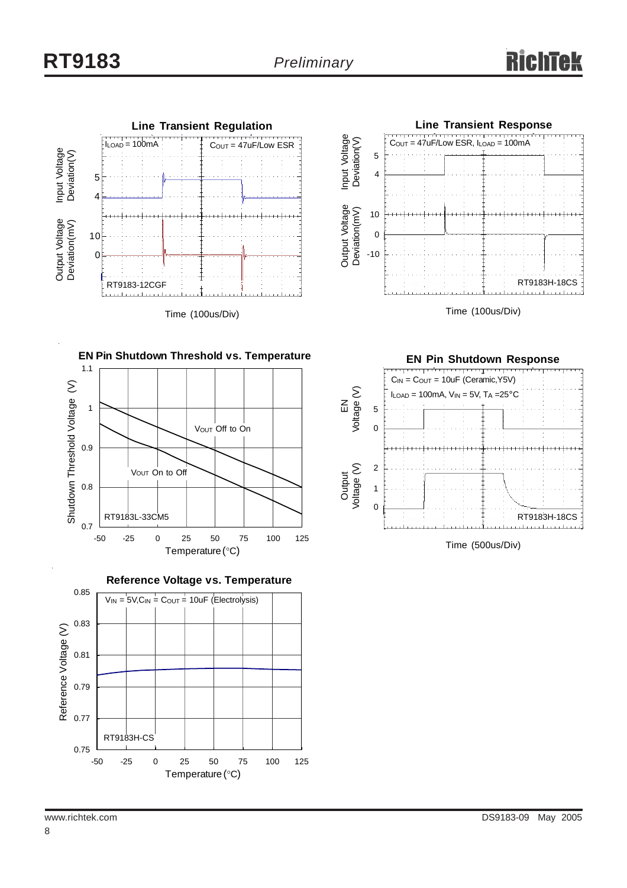**Line Transient Regulation**

$I_{LOAD}$ = 100mA, $C_{OUT}$ = 47uF/Low ESR

Input Voltage Deviation(V): 4, 5

Output Voltage Deviation(mV): 0, 10

RT9183-12CGF

Time (100us/Div)

**Line Transient Response**

$C_{OUT}$ = 47uF/Low ESR, $I_{LOAD}$ = 100mA

Input Voltage Deviation(V): 4, 5

Output Voltage Deviation(mV): -10, 0, 10

RT9183H-18CS

Time (100us/Div)

**EN Pin Shutdown Threshold vs. Temperature**

Shutdown Threshold Voltage (V): 0.7, 0.8, 0.9, 1, 1.1

$V_{OUT}$ Off to On

$V_{OUT}$ On to Off

RT9183L-33CM5

Temperature (°C): -50, -25, 0, 25, 50, 75, 100, 125

**EN Pin Shutdown Response**

$C_{IN}$ = $C_{OUT}$ = 10uF (Ceramic,Y5V)

$I_{LOAD}$ = 100mA, $V_{IN}$ = 5V, $T_A$ = 25°C

EN Voltage (V): 0, 5

Output Voltage (V): 0, 1, 2

RT9183H-18CS

Time (500us/Div)

**Reference Voltage vs. Temperature**

$V_{IN}$ = 5V, $C_{IN}$ = $C_{OUT}$ = 10uF (Electrolysis)

Reference Voltage (V): 0.75, 0.77, 0.79, 0.81, 0.83, 0.85

RT9183H-CS

Temperature (°C): -50, -25, 0, 25, 50, 75, 100, 125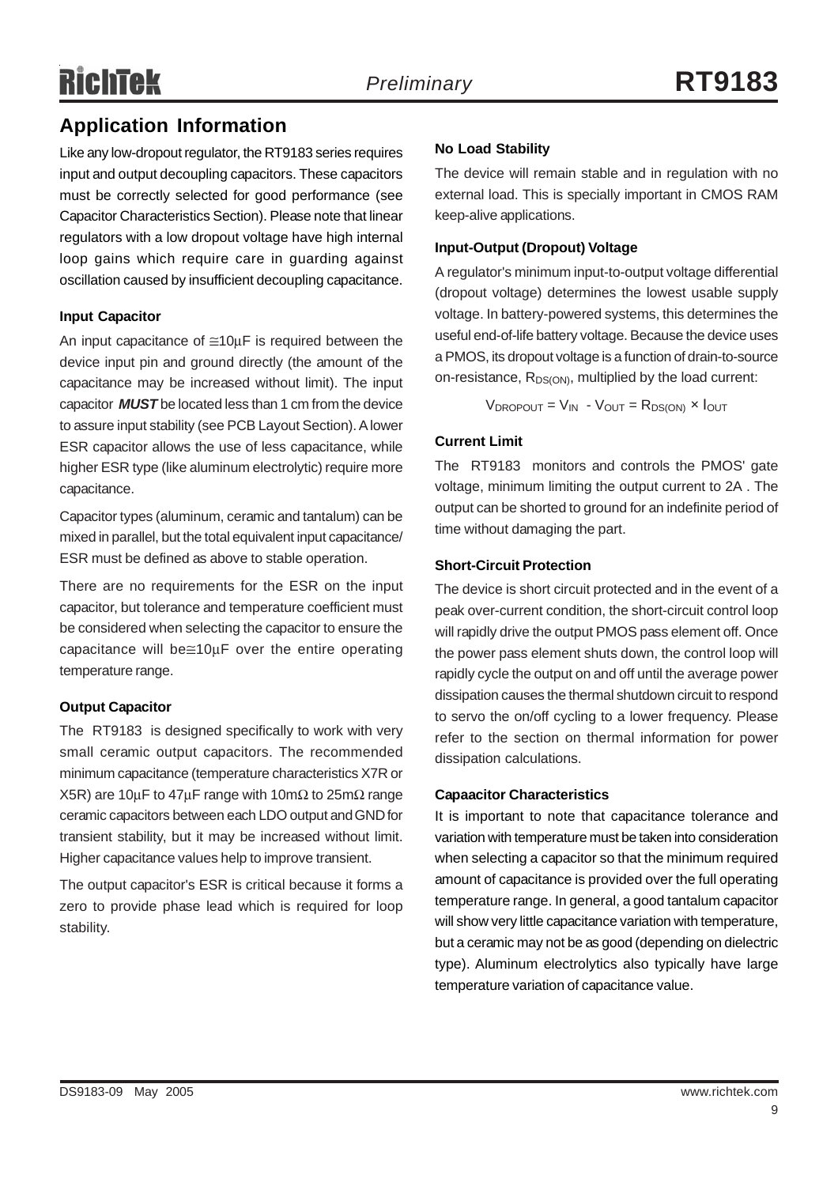## Application Information

Like any low-dropout regulator, the RT9183 series requires input and output decoupling capacitors. These capacitors must be correctly selected for good performance (see Capacitor Characteristics Section). Please note that linear regulators with a low dropout voltage have high internal loop gains which require care in guarding against oscillation caused by insufficient decoupling capacitance.

### Input Capacitor

An input capacitance of $\cong$10μF is required between the device input pin and ground directly (the amount of the capacitance may be increased without limit). The input capacitor ***MUST*** be located less than 1 cm from the device to assure input stability (see PCB Layout Section). A lower ESR capacitor allows the use of less capacitance, while higher ESR type (like aluminum electrolytic) require more capacitance.

Capacitor types (aluminum, ceramic and tantalum) can be mixed in parallel, but the total equivalent input capacitance/ESR must be defined as above to stable operation.

There are no requirements for the ESR on the input capacitor, but tolerance and temperature coefficient must be considered when selecting the capacitor to ensure the capacitance will be$\cong$10μF over the entire operating temperature range.

### Output Capacitor

The RT9183 is designed specifically to work with very small ceramic output capacitors. The recommended minimum capacitance (temperature characteristics X7R or X5R) are 10μF to 47μF range with 10mΩ to 25mΩ range ceramic capacitors between each LDO output and GND for transient stability, but it may be increased without limit. Higher capacitance values help to improve transient.

The output capacitor's ESR is critical because it forms a zero to provide phase lead which is required for loop stability.

### No Load Stability

The device will remain stable and in regulation with no external load. This is specially important in CMOS RAM keep-alive applications.

### Input-Output (Dropout) Voltage

A regulator's minimum input-to-output voltage differential (dropout voltage) determines the lowest usable supply voltage. In battery-powered systems, this determines the useful end-of-life battery voltage. Because the device uses a PMOS, its dropout voltage is a function of drain-to-source on-resistance, $R_{DS(ON)}$, multiplied by the load current:

$$V_{DROPOUT} = V_{IN} - V_{OUT} = R_{DS(ON)} \times I_{OUT}$$

### Current Limit

The RT9183 monitors and controls the PMOS' gate voltage, minimum limiting the output current to 2A . The output can be shorted to ground for an indefinite period of time without damaging the part.

### Short-Circuit Protection

The device is short circuit protected and in the event of a peak over-current condition, the short-circuit control loop will rapidly drive the output PMOS pass element off. Once the power pass element shuts down, the control loop will rapidly cycle the output on and off until the average power dissipation causes the thermal shutdown circuit to respond to servo the on/off cycling to a lower frequency. Please refer to the section on thermal information for power dissipation calculations.

### Capaacitor Characteristics

It is important to note that capacitance tolerance and variation with temperature must be taken into consideration when selecting a capacitor so that the minimum required amount of capacitance is provided over the full operating temperature range. In general, a good tantalum capacitor will show very little capacitance variation with temperature, but a ceramic may not be as good (depending on dielectric type). Aluminum electrolytics also typically have large temperature variation of capacitance value.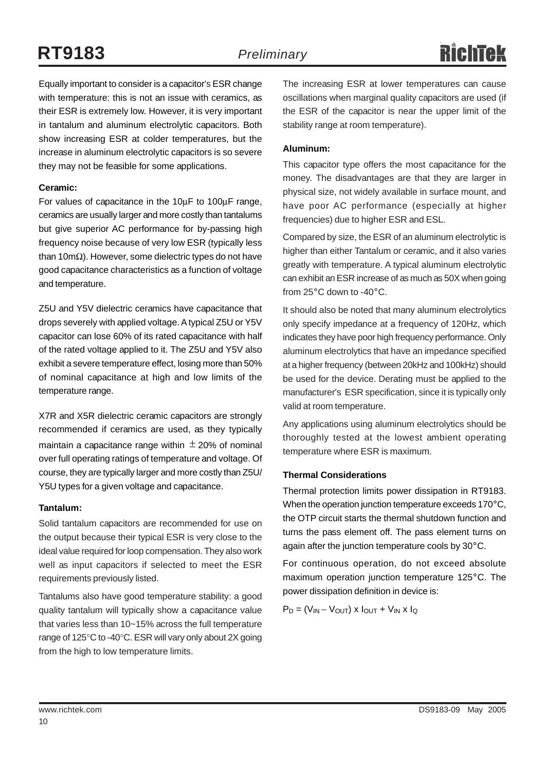Equally important to consider is a capacitor's ESR change with temperature: this is not an issue with ceramics, as their ESR is extremely low. However, it is very important in tantalum and aluminum electrolytic capacitors. Both show increasing ESR at colder temperatures, but the increase in aluminum electrolytic capacitors is so severe they may not be feasible for some applications.

**Ceramic:**

For values of capacitance in the 10μF to 100μF range, ceramics are usually larger and more costly than tantalums but give superior AC performance for by-passing high frequency noise because of very low ESR (typically less than 10mΩ). However, some dielectric types do not have good capacitance characteristics as a function of voltage and temperature.

Z5U and Y5V dielectric ceramics have capacitance that drops severely with applied voltage. A typical Z5U or Y5V capacitor can lose 60% of its rated capacitance with half of the rated voltage applied to it. The Z5U and Y5V also exhibit a severe temperature effect, losing more than 50% of nominal capacitance at high and low limits of the temperature range.

X7R and X5R dielectric ceramic capacitors are strongly recommended if ceramics are used, as they typically maintain a capacitance range within ±20% of nominal over full operating ratings of temperature and voltage. Of course, they are typically larger and more costly than Z5U/Y5U types for a given voltage and capacitance.

**Tantalum:**

Solid tantalum capacitors are recommended for use on the output because their typical ESR is very close to the ideal value required for loop compensation. They also work well as input capacitors if selected to meet the ESR requirements previously listed.

Tantalums also have good temperature stability: a good quality tantalum will typically show a capacitance value that varies less than 10~15% across the full temperature range of 125°C to -40°C. ESR will vary only about 2X going from the high to low temperature limits.

The increasing ESR at lower temperatures can cause oscillations when marginal quality capacitors are used (if the ESR of the capacitor is near the upper limit of the stability range at room temperature).

**Aluminum:**

This capacitor type offers the most capacitance for the money. The disadvantages are that they are larger in physical size, not widely available in surface mount, and have poor AC performance (especially at higher frequencies) due to higher ESR and ESL.

Compared by size, the ESR of an aluminum electrolytic is higher than either Tantalum or ceramic, and it also varies greatly with temperature. A typical aluminum electrolytic can exhibit an ESR increase of as much as 50X when going from 25°C down to -40°C.

It should also be noted that many aluminum electrolytics only specify impedance at a frequency of 120Hz, which indicates they have poor high frequency performance. Only aluminum electrolytics that have an impedance specified at a higher frequency (between 20kHz and 100kHz) should be used for the device. Derating must be applied to the manufacturer's ESR specification, since it is typically only valid at room temperature.

Any applications using aluminum electrolytics should be thoroughly tested at the lowest ambient operating temperature where ESR is maximum.

**Thermal Considerations**

Thermal protection limits power dissipation in RT9183. When the operation junction temperature exceeds 170°C, the OTP circuit starts the thermal shutdown function and turns the pass element off. The pass element turns on again after the junction temperature cools by 30°C.

For continuous operation, do not exceed absolute maximum operation junction temperature 125°C. The power dissipation definition in device is:

$P_D = (V_{IN} - V_{OUT}) \times I_{OUT} + V_{IN} \times I_Q$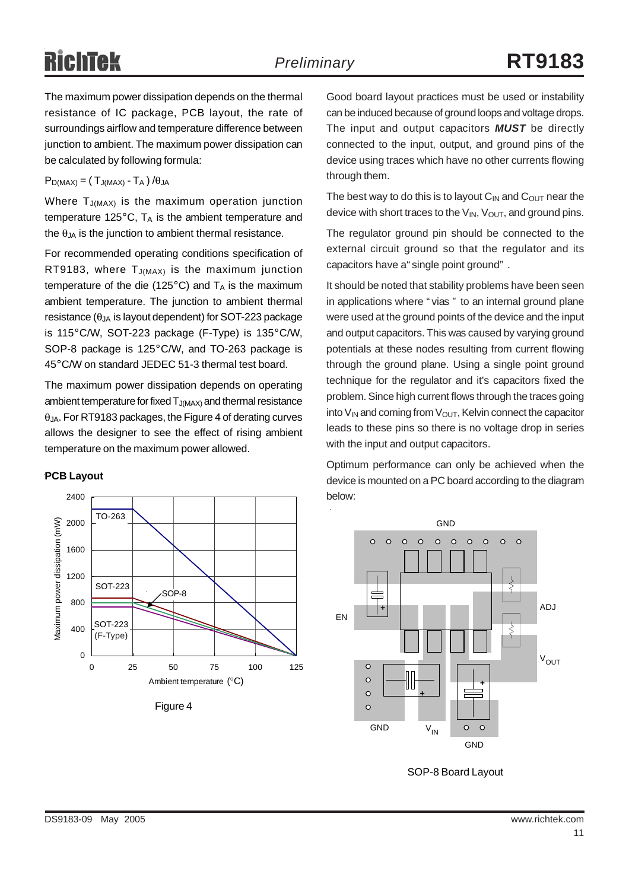The maximum power dissipation depends on the thermal resistance of IC package, PCB layout, the rate of surroundings airflow and temperature difference between junction to ambient. The maximum power dissipation can be calculated by following formula:

$P_{D(MAX)} = ( T_{J(MAX)} - T_A ) / \theta_{JA}$

Where $T_{J(MAX)}$ is the maximum operation junction temperature 125°C, $T_A$ is the ambient temperature and the $\theta_{JA}$ is the junction to ambient thermal resistance.

For recommended operating conditions specification of RT9183, where $T_{J(MAX)}$ is the maximum junction temperature of the die (125°C) and $T_A$ is the maximum ambient temperature. The junction to ambient thermal resistance ($\theta_{JA}$ is layout dependent) for SOT-223 package is 115°C/W, SOT-223 package (F-Type) is 135°C/W, SOP-8 package is 125°C/W, and TO-263 package is 45°C/W on standard JEDEC 51-3 thermal test board.

The maximum power dissipation depends on operating ambient temperature for fixed $T_{J(MAX)}$ and thermal resistance $\theta_{JA}$. For RT9183 packages, the Figure 4 of derating curves allows the designer to see the effect of rising ambient temperature on the maximum power allowed.

### PCB Layout

Figure 4

Good board layout practices must be used or instability can be induced because of ground loops and voltage drops. The input and output capacitors ***MUST*** be directly connected to the input, output, and ground pins of the device using traces which have no other currents flowing through them.

The best way to do this is to layout $C_{IN}$ and $C_{OUT}$ near the device with short traces to the $V_{IN}$, $V_{OUT}$, and ground pins.

The regulator ground pin should be connected to the external circuit ground so that the regulator and its capacitors have a "single point ground".

It should be noted that stability problems have been seen in applications where "vias" to an internal ground plane were used at the ground points of the device and the input and output capacitors. This was caused by varying ground potentials at these nodes resulting from current flowing through the ground plane. Using a single point ground technique for the regulator and it's capacitors fixed the problem. Since high current flows through the traces going into $V_{IN}$ and coming from $V_{OUT}$, Kelvin connect the capacitor leads to these pins so there is no voltage drop in series with the input and output capacitors.

Optimum performance can only be achieved when the device is mounted on a PC board according to the diagram below:

SOP-8 Board Layout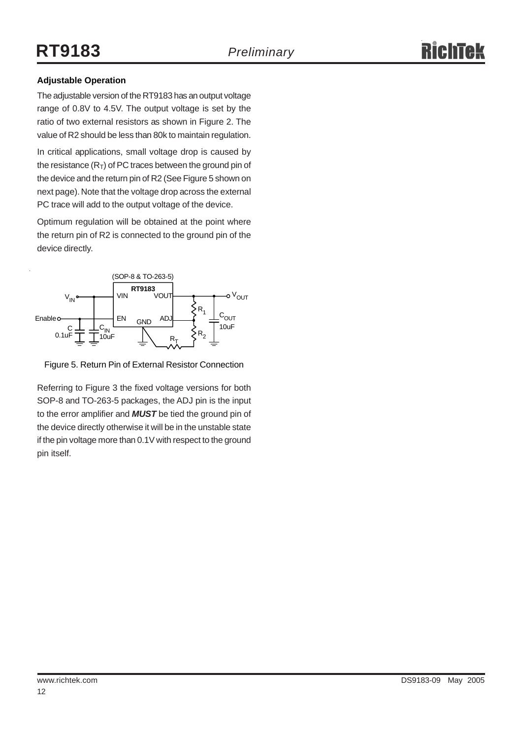### Adjustable Operation

The adjustable version of the RT9183 has an output voltage range of 0.8V to 4.5V. The output voltage is set by the ratio of two external resistors as shown in Figure 2. The value of R2 should be less than 80k to maintain regulation.

In critical applications, small voltage drop is caused by the resistance ($R_T$) of PC traces between the ground pin of the device and the return pin of R2 (See Figure 5 shown on next page). Note that the voltage drop across the external PC trace will add to the output voltage of the device.

Optimum regulation will be obtained at the point where the return pin of R2 is connected to the ground pin of the device directly.

Figure 5. Return Pin of External Resistor Connection

Referring to Figure 3 the fixed voltage versions for both SOP-8 and TO-263-5 packages, the ADJ pin is the input to the error amplifier and ***MUST*** be tied the ground pin of the device directly otherwise it will be in the unstable state if the pin voltage more than 0.1V with respect to the ground pin itself.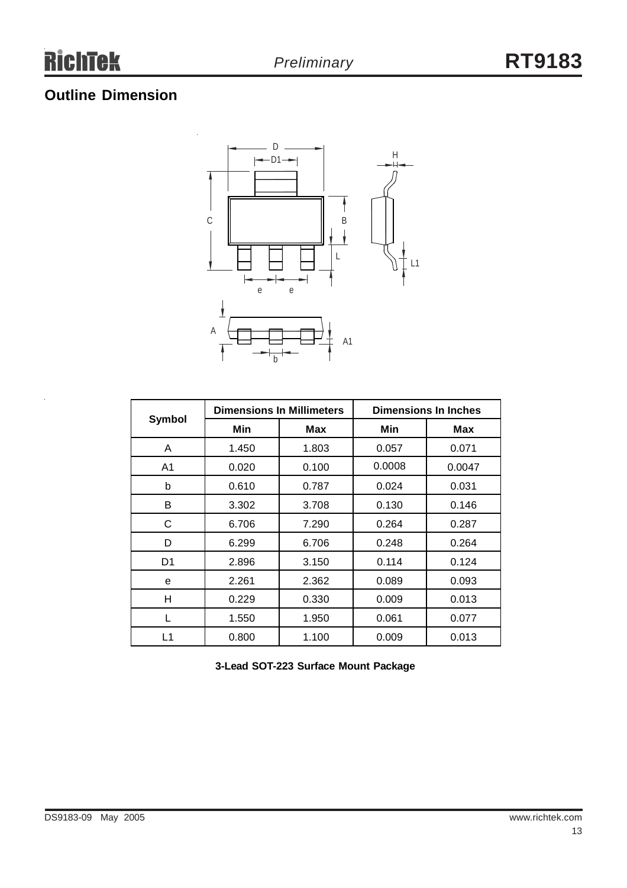## Outline Dimension

| Symbol | Dimensions In Millimeters | | Dimensions In Inches | |
|---|---|---|---|---|
| | Min | Max | Min | Max |
| A | 1.450 | 1.803 | 0.057 | 0.071 |
| A1 | 0.020 | 0.100 | 0.0008 | 0.0047 |
| b | 0.610 | 0.787 | 0.024 | 0.031 |
| B | 3.302 | 3.708 | 0.130 | 0.146 |
| C | 6.706 | 7.290 | 0.264 | 0.287 |
| D | 6.299 | 6.706 | 0.248 | 0.264 |
| D1 | 2.896 | 3.150 | 0.114 | 0.124 |
| e | 2.261 | 2.362 | 0.089 | 0.093 |
| H | 0.229 | 0.330 | 0.009 | 0.013 |
| L | 1.550 | 1.950 | 0.061 | 0.077 |
| L1 | 0.800 | 1.100 | 0.009 | 0.013 |

**3-Lead SOT-223 Surface Mount Package**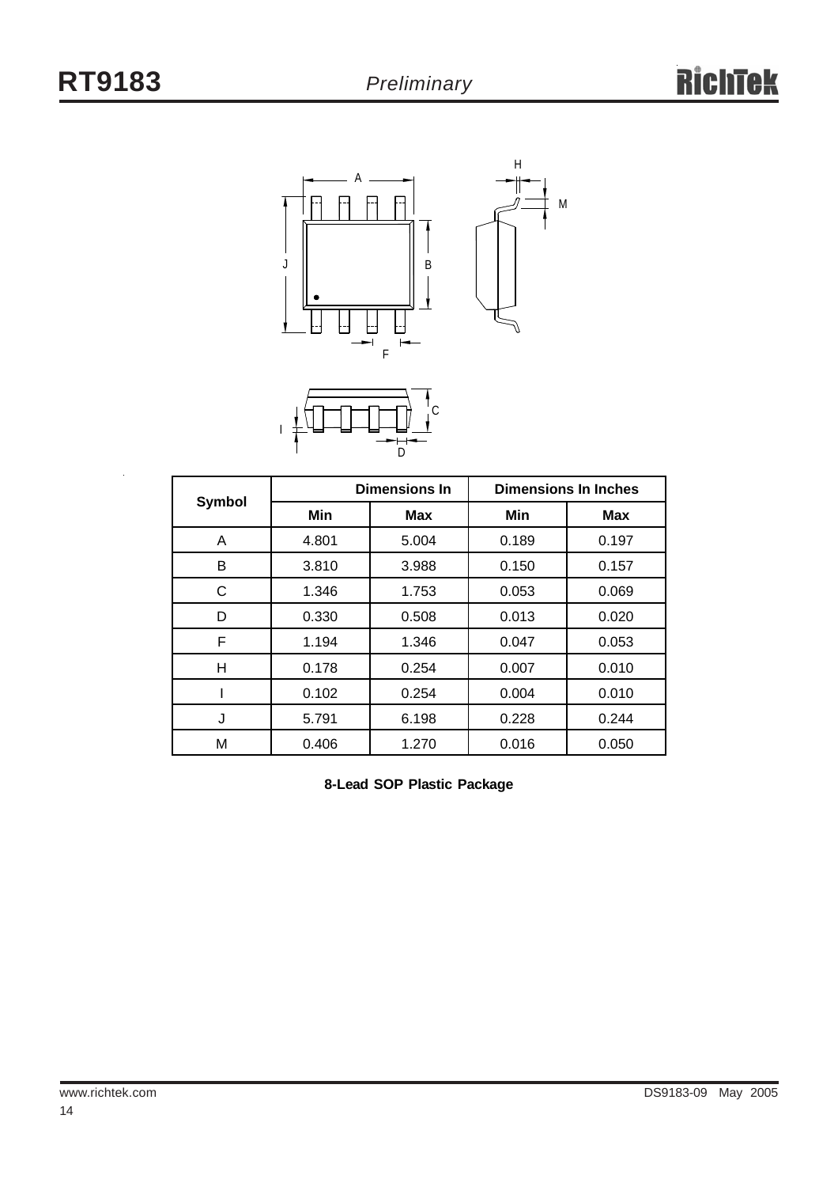| Symbol | Dimensions In | | Dimensions In Inches | |
|---|---|---|---|---|
| | Min | Max | Min | Max |
| A | 4.801 | 5.004 | 0.189 | 0.197 |
| B | 3.810 | 3.988 | 0.150 | 0.157 |
| C | 1.346 | 1.753 | 0.053 | 0.069 |
| D | 0.330 | 0.508 | 0.013 | 0.020 |
| F | 1.194 | 1.346 | 0.047 | 0.053 |
| H | 0.178 | 0.254 | 0.007 | 0.010 |
| I | 0.102 | 0.254 | 0.004 | 0.010 |
| J | 5.791 | 6.198 | 0.228 | 0.244 |
| M | 0.406 | 1.270 | 0.016 | 0.050 |

**8-Lead SOP Plastic Package**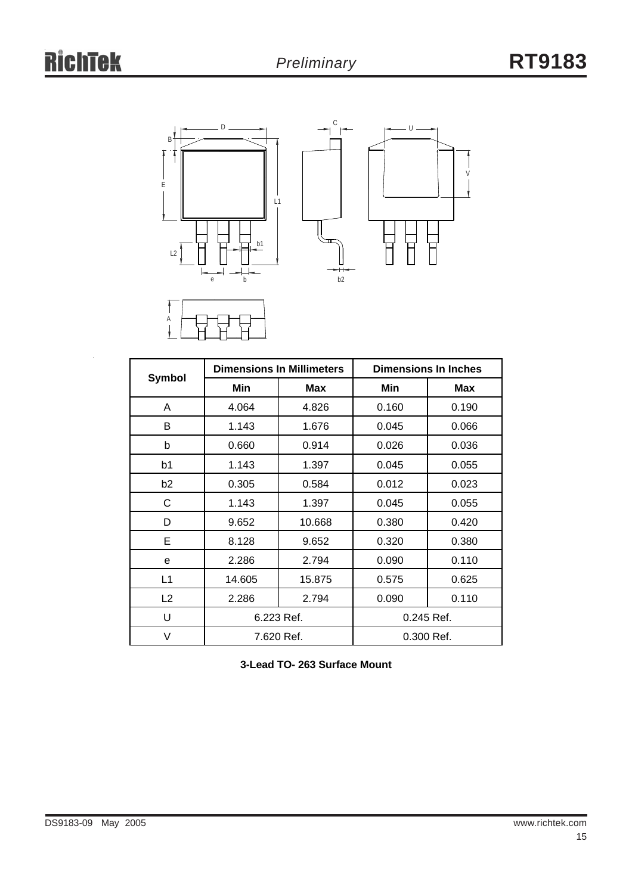| Symbol | Dimensions In Millimeters | | Dimensions In Inches | |
|---|---|---|---|---|
| | Min | Max | Min | Max |
| A | 4.064 | 4.826 | 0.160 | 0.190 |
| B | 1.143 | 1.676 | 0.045 | 0.066 |
| b | 0.660 | 0.914 | 0.026 | 0.036 |
| b1 | 1.143 | 1.397 | 0.045 | 0.055 |
| b2 | 0.305 | 0.584 | 0.012 | 0.023 |
| C | 1.143 | 1.397 | 0.045 | 0.055 |
| D | 9.652 | 10.668 | 0.380 | 0.420 |
| E | 8.128 | 9.652 | 0.320 | 0.380 |
| e | 2.286 | 2.794 | 0.090 | 0.110 |
| L1 | 14.605 | 15.875 | 0.575 | 0.625 |
| L2 | 2.286 | 2.794 | 0.090 | 0.110 |
| U | 6.223 Ref. | | 0.245 Ref. | |
| V | 7.620 Ref. | | 0.300 Ref. | |

**3-Lead TO- 263 Surface Mount**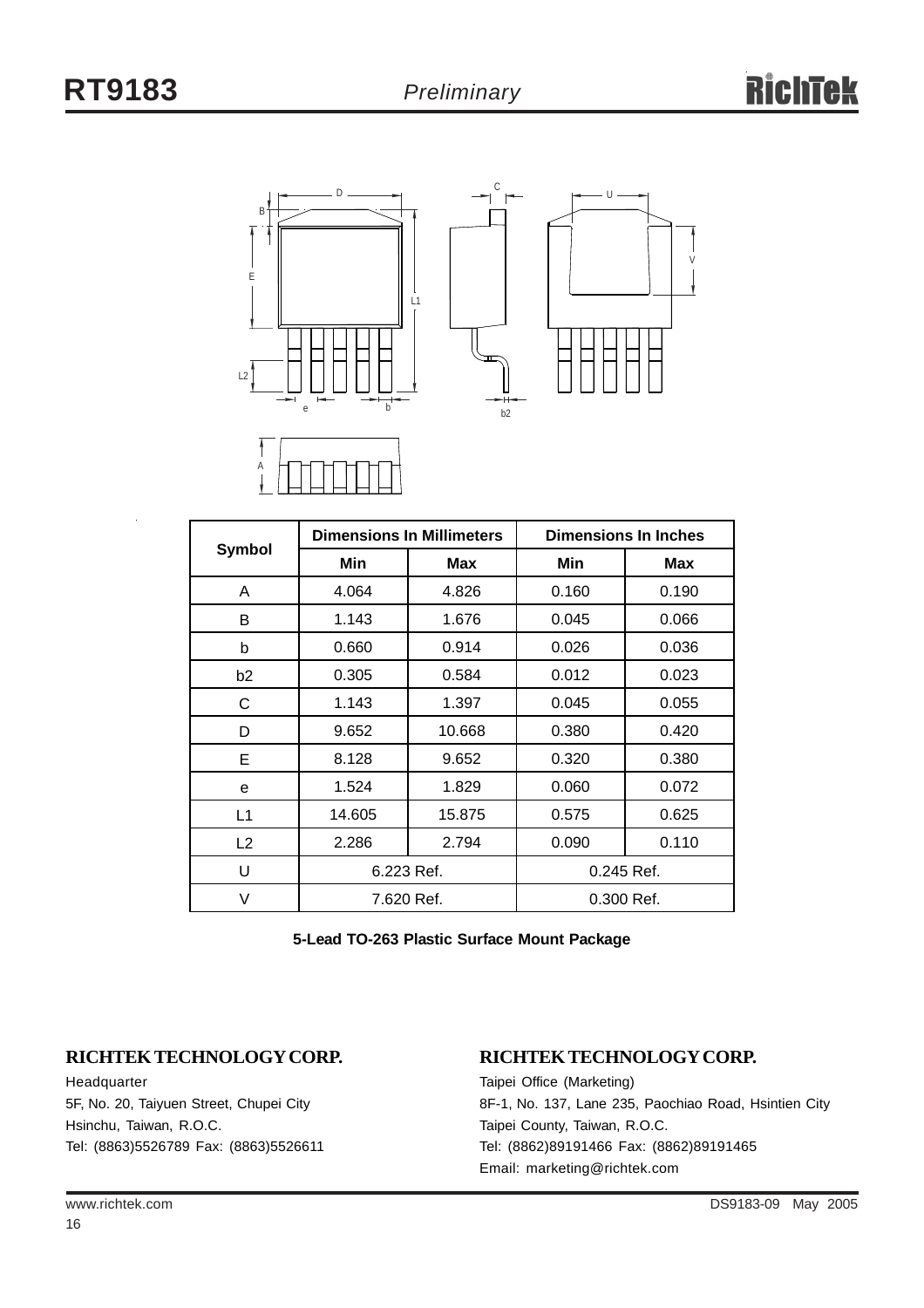| Symbol | Dimensions In Millimeters | | Dimensions In Inches | |
|---|---|---|---|---|
| | Min | Max | Min | Max |
| A | 4.064 | 4.826 | 0.160 | 0.190 |
| B | 1.143 | 1.676 | 0.045 | 0.066 |
| b | 0.660 | 0.914 | 0.026 | 0.036 |
| b2 | 0.305 | 0.584 | 0.012 | 0.023 |
| C | 1.143 | 1.397 | 0.045 | 0.055 |
| D | 9.652 | 10.668 | 0.380 | 0.420 |
| E | 8.128 | 9.652 | 0.320 | 0.380 |
| e | 1.524 | 1.829 | 0.060 | 0.072 |
| L1 | 14.605 | 15.875 | 0.575 | 0.625 |
| L2 | 2.286 | 2.794 | 0.090 | 0.110 |
| U | 6.223 Ref. | | 0.245 Ref. | |
| V | 7.620 Ref. | | 0.300 Ref. | |

**5-Lead TO-263 Plastic Surface Mount Package**

**RICHTEK TECHNOLOGY CORP.**

Headquarter

5F, No. 20, Taiyuen Street, Chupei City

Hsinchu, Taiwan, R.O.C.

Tel: (8863)5526789 Fax: (8863)5526611

**RICHTEK TECHNOLOGY CORP.**

Taipei Office (Marketing)

8F-1, No. 137, Lane 235, Paochiao Road, Hsintien City

Taipei County, Taiwan, R.O.C.

Tel: (8862)89191466 Fax: (8862)89191465

Email: marketing@richtek.com